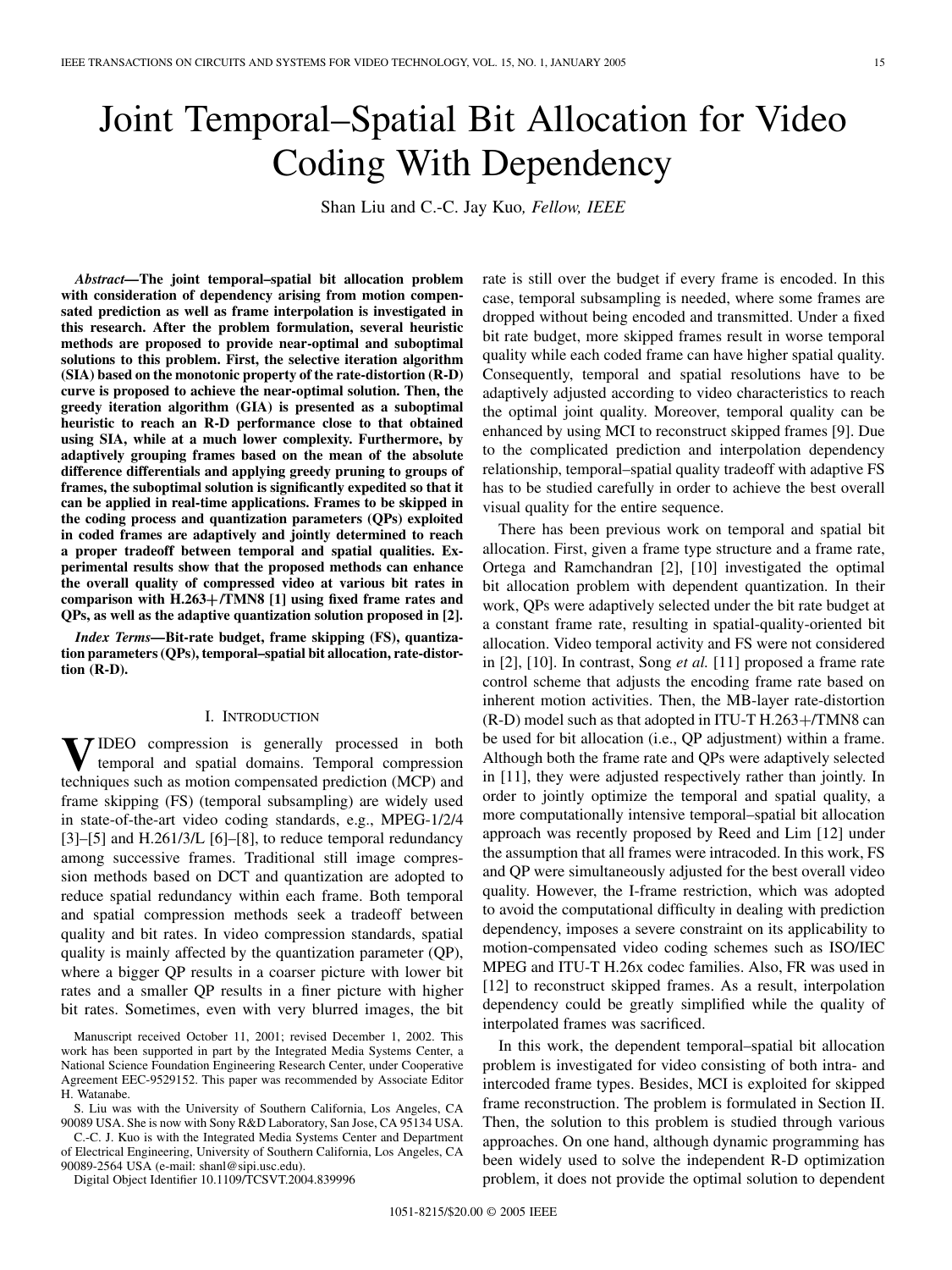# Joint Temporal–Spatial Bit Allocation for Video Coding With Dependency

Shan Liu and C.-C. Jay Kuo, *Fellow, IEEE*

***Abstract*—The joint temporal–spatial bit allocation problem with consideration of dependency arising from motion compensated prediction as well as frame interpolation is investigated in this research. After the problem formulation, several heuristic methods are proposed to provide near-optimal and suboptimal solutions to this problem. First, the selective iteration algorithm (SIA) based on the monotonic property of the rate-distortion (R-D) curve is proposed to achieve the near-optimal solution. Then, the greedy iteration algorithm (GIA) is presented as a suboptimal heuristic to reach an R-D performance close to that obtained using SIA, while at a much lower complexity. Furthermore, by adaptively grouping frames based on the mean of the absolute difference differentials and applying greedy pruning to groups of frames, the suboptimal solution is significantly expedited so that it can be applied in real-time applications. Frames to be skipped in the coding process and quantization parameters (QPs) exploited in coded frames are adaptively and jointly determined to reach a proper tradeoff between temporal and spatial qualities. Experimental results show that the proposed methods can enhance the overall quality of compressed video at various bit rates in comparison with H.263+/TMN8 [1] using fixed frame rates and QPs, as well as the adaptive quantization solution proposed in [2].**

***Index Terms*—Bit-rate budget, frame skipping (FS), quantization parameters (QPs), temporal–spatial bit allocation, rate-distortion (R-D).**

## I. Introduction

VIDEO compression is generally processed in both temporal and spatial domains. Temporal compression techniques such as motion compensated prediction (MCP) and frame skipping (FS) (temporal subsampling) are widely used in state-of-the-art video coding standards, e.g., MPEG-1/2/4 [3]–[5] and H.261/3/L [6]–[8], to reduce temporal redundancy among successive frames. Traditional still image compression methods based on DCT and quantization are adopted to reduce spatial redundancy within each frame. Both temporal and spatial compression methods seek a tradeoff between quality and bit rates. In video compression standards, spatial quality is mainly affected by the quantization parameter (QP), where a bigger QP results in a coarser picture with lower bit rates and a smaller QP results in a finer picture with higher bit rates. Sometimes, even with very blurred images, the bit rate is still over the budget if every frame is encoded. In this case, temporal subsampling is needed, where some frames are dropped without being encoded and transmitted. Under a fixed bit rate budget, more skipped frames result in worse temporal quality while each coded frame can have higher spatial quality. Consequently, temporal and spatial resolutions have to be adaptively adjusted according to video characteristics to reach the optimal joint quality. Moreover, temporal quality can be enhanced by using MCI to reconstruct skipped frames [9]. Due to the complicated prediction and interpolation dependency relationship, temporal–spatial quality tradeoff with adaptive FS has to be studied carefully in order to achieve the best overall visual quality for the entire sequence.

There has been previous work on temporal and spatial bit allocation. First, given a frame type structure and a frame rate, Ortega and Ramchandran [2], [10] investigated the optimal bit allocation problem with dependent quantization. In their work, QPs were adaptively selected under the bit rate budget at a constant frame rate, resulting in spatial-quality-oriented bit allocation. Video temporal activity and FS were not considered in [2], [10]. In contrast, Song *et al.* [11] proposed a frame rate control scheme that adjusts the encoding frame rate based on inherent motion activities. Then, the MB-layer rate-distortion (R-D) model such as that adopted in ITU-T H.263+/TMN8 can be used for bit allocation (i.e., QP adjustment) within a frame. Although both the frame rate and QPs were adaptively selected in [11], they were adjusted respectively rather than jointly. In order to jointly optimize the temporal and spatial quality, a more computationally intensive temporal–spatial bit allocation approach was recently proposed by Reed and Lim [12] under the assumption that all frames were intracoded. In this work, FS and QP were simultaneously adjusted for the best overall video quality. However, the I-frame restriction, which was adopted to avoid the computational difficulty in dealing with prediction dependency, imposes a severe constraint on its applicability to motion-compensated video coding schemes such as ISO/IEC MPEG and ITU-T H.26x codec families. Also, FR was used in [12] to reconstruct skipped frames. As a result, interpolation dependency could be greatly simplified while the quality of interpolated frames was sacrificed.

In this work, the dependent temporal–spatial bit allocation problem is investigated for video consisting of both intra- and intercoded frame types. Besides, MCI is exploited for skipped frame reconstruction. The problem is formulated in Section II. Then, the solution to this problem is studied through various approaches. On one hand, although dynamic programming has been widely used to solve the independent R-D optimization problem, it does not provide the optimal solution to dependent

Manuscript received October 11, 2001; revised December 1, 2002. This work has been supported in part by the Integrated Media Systems Center, a National Science Foundation Engineering Research Center, under Cooperative Agreement EEC-9529152. This paper was recommended by Associate Editor H. Watanabe.

S. Liu was with the University of Southern California, Los Angeles, CA 90089 USA. She is now with Sony R&D Laboratory, San Jose, CA 95134 USA.

C.-C. J. Kuo is with the Integrated Media Systems Center and Department of Electrical Engineering, University of Southern California, Los Angeles, CA 90089-2564 USA (e-mail: shanl@sipi.usc.edu).

Digital Object Identifier 10.1109/TCSVT.2004.839996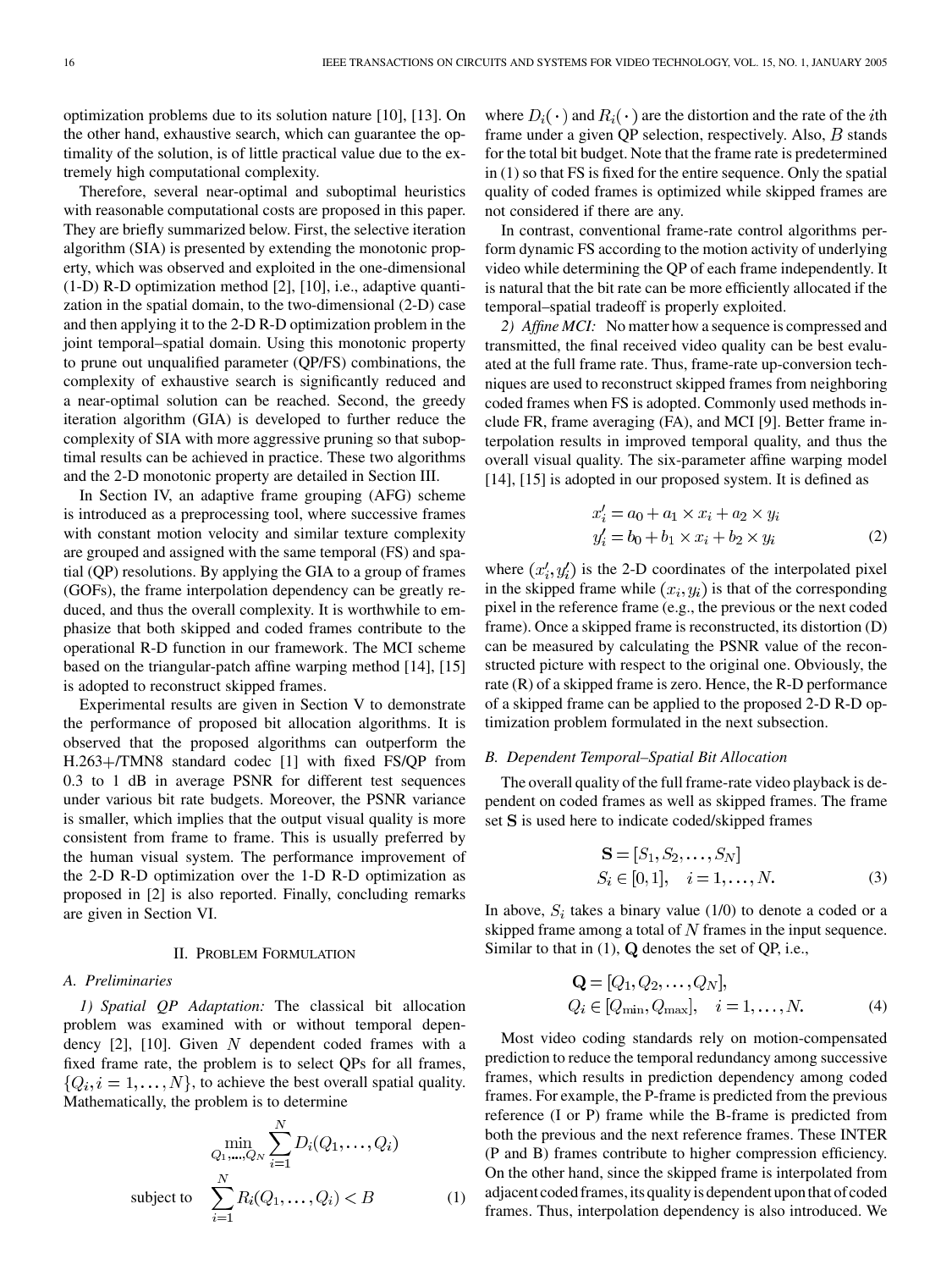optimization problems due to its solution nature [10], [13]. On the other hand, exhaustive search, which can guarantee the optimality of the solution, is of little practical value due to the extremely high computational complexity.

Therefore, several near-optimal and suboptimal heuristics with reasonable computational costs are proposed in this paper. They are briefly summarized below. First, the selective iteration algorithm (SIA) is presented by extending the monotonic property, which was observed and exploited in the one-dimensional (1-D) R-D optimization method [2], [10], i.e., adaptive quantization in the spatial domain, to the two-dimensional (2-D) case and then applying it to the 2-D R-D optimization problem in the joint temporal–spatial domain. Using this monotonic property to prune out unqualified parameter (QP/FS) combinations, the complexity of exhaustive search is significantly reduced and a near-optimal solution can be reached. Second, the greedy iteration algorithm (GIA) is developed to further reduce the complexity of SIA with more aggressive pruning so that suboptimal results can be achieved in practice. These two algorithms and the 2-D monotonic property are detailed in Section III.

In Section IV, an adaptive frame grouping (AFG) scheme is introduced as a preprocessing tool, where successive frames with constant motion velocity and similar texture complexity are grouped and assigned with the same temporal (FS) and spatial (QP) resolutions. By applying the GIA to a group of frames (GOFs), the frame interpolation dependency can be greatly reduced, and thus the overall complexity. It is worthwhile to emphasize that both skipped and coded frames contribute to the operational R-D function in our framework. The MCI scheme based on the triangular-patch affine warping method [14], [15] is adopted to reconstruct skipped frames.

Experimental results are given in Section V to demonstrate the performance of proposed bit allocation algorithms. It is observed that the proposed algorithms can outperform the H.263+/TMN8 standard codec [1] with fixed FS/QP from 0.3 to 1 dB in average PSNR for different test sequences under various bit rate budgets. Moreover, the PSNR variance is smaller, which implies that the output visual quality is more consistent from frame to frame. This is usually preferred by the human visual system. The performance improvement of the 2-D R-D optimization over the 1-D R-D optimization as proposed in [2] is also reported. Finally, concluding remarks are given in Section VI.

## II. Problem Formulation

### A. Preliminaries

*1) Spatial QP Adaptation:* The classical bit allocation problem was examined with or without temporal dependency [2], [10]. Given $N$ dependent coded frames with a fixed frame rate, the problem is to select QPs for all frames, $\{Q_i, i = 1, \ldots, N\}$, to achieve the best overall spatial quality. Mathematically, the problem is to determine

$$\min_{Q_1,\ldots,Q_N} \sum_{i=1}^{N} D_i(Q_1,\ldots,Q_i)$$
$$\text{subject to} \quad \sum_{i=1}^{N} R_i(Q_1,\ldots,Q_i) < B \tag{1}$$

where $D_i(\cdot)$ and $R_i(\cdot)$ are the distortion and the rate of the $i$th frame under a given QP selection, respectively. Also, $B$ stands for the total bit budget. Note that the frame rate is predetermined in (1) so that FS is fixed for the entire sequence. Only the spatial quality of coded frames is optimized while skipped frames are not considered if there are any.

In contrast, conventional frame-rate control algorithms perform dynamic FS according to the motion activity of underlying video while determining the QP of each frame independently. It is natural that the bit rate can be more efficiently allocated if the temporal–spatial tradeoff is properly exploited.

*2) Affine MCI:* No matter how a sequence is compressed and transmitted, the final received video quality can be best evaluated at the full frame rate. Thus, frame-rate up-conversion techniques are used to reconstruct skipped frames from neighboring coded frames when FS is adopted. Commonly used methods include FR, frame averaging (FA), and MCI [9]. Better frame interpolation results in improved temporal quality, and thus the overall visual quality. The six-parameter affine warping model [14], [15] is adopted in our proposed system. It is defined as

$$x'_i = a_0 + a_1 \times x_i + a_2 \times y_i$$
$$y'_i = b_0 + b_1 \times x_i + b_2 \times y_i \tag{2}$$

where $(x'_i, y'_i)$ is the 2-D coordinates of the interpolated pixel in the skipped frame while $(x_i, y_i)$ is that of the corresponding pixel in the reference frame (e.g., the previous or the next coded frame). Once a skipped frame is reconstructed, its distortion (D) can be measured by calculating the PSNR value of the reconstructed picture with respect to the original one. Obviously, the rate (R) of a skipped frame is zero. Hence, the R-D performance of a skipped frame can be applied to the proposed 2-D R-D optimization problem formulated in the next subsection.

### B. Dependent Temporal–Spatial Bit Allocation

The overall quality of the full frame-rate video playback is dependent on coded frames as well as skipped frames. The frame set $\mathbf{S}$ is used here to indicate coded/skipped frames

$$\mathbf{S} = [S_1, S_2, \ldots, S_N]$$
$$S_i \in [0,1], \quad i = 1, \ldots, N. \tag{3}$$

In above, $S_i$ takes a binary value (1/0) to denote a coded or a skipped frame among a total of $N$ frames in the input sequence. Similar to that in (1), $\mathbf{Q}$ denotes the set of QP, i.e.,

$$\mathbf{Q} = [Q_1, Q_2, \ldots, Q_N],$$
$$Q_i \in [Q_{\min}, Q_{\max}], \quad i = 1, \ldots, N. \tag{4}$$

Most video coding standards rely on motion-compensated prediction to reduce the temporal redundancy among successive frames, which results in prediction dependency among coded frames. For example, the P-frame is predicted from the previous reference (I or P) frame while the B-frame is predicted from both the previous and the next reference frames. These INTER (P and B) frames contribute to higher compression efficiency. On the other hand, since the skipped frame is interpolated from adjacent coded frames, its quality is dependent upon that of coded frames. Thus, interpolation dependency is also introduced. We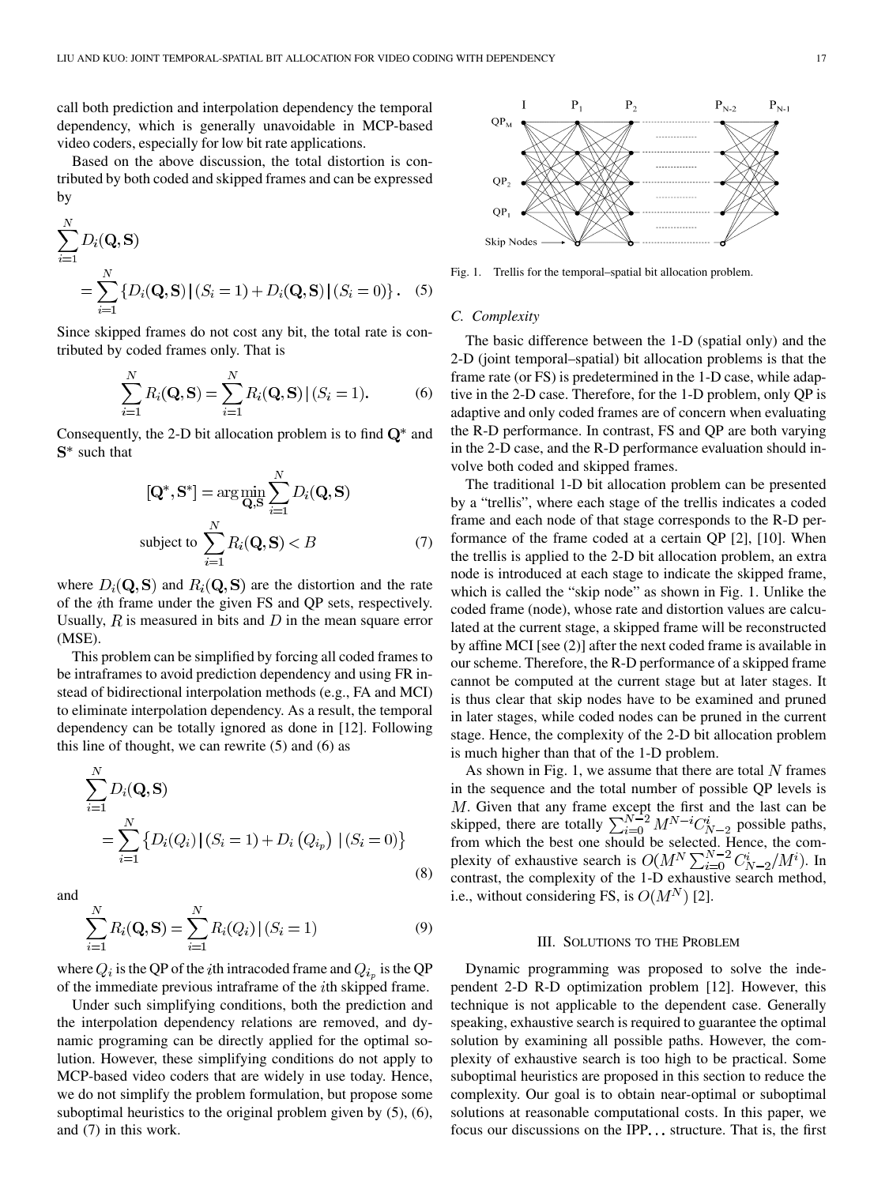call both prediction and interpolation dependency the temporal dependency, which is generally unavoidable in MCP-based video coders, especially for low bit rate applications.

Based on the above discussion, the total distortion is contributed by both coded and skipped frames and can be expressed by

$$\sum_{i=1}^{N} D_i(\mathbf{Q}, \mathbf{S}) = \sum_{i=1}^{N} \left\{ D_i(\mathbf{Q}, \mathbf{S}) \,|\, (S_i = 1) + D_i(\mathbf{Q}, \mathbf{S}) \,|\, (S_i = 0) \right\}. \quad (5)$$

Since skipped frames do not cost any bit, the total rate is contributed by coded frames only. That is

$$\sum_{i=1}^{N} R_i(\mathbf{Q}, \mathbf{S}) = \sum_{i=1}^{N} R_i(\mathbf{Q}, \mathbf{S}) \,|\, (S_i = 1). \quad (6)$$

Consequently, the 2-D bit allocation problem is to find $\mathbf{Q}^*$ and $\mathbf{S}^*$ such that

$$[\mathbf{Q}^*, \mathbf{S}^*] = \arg\min_{\mathbf{Q}, \mathbf{S}} \sum_{i=1}^{N} D_i(\mathbf{Q}, \mathbf{S})$$
$$\text{subject to } \sum_{i=1}^{N} R_i(\mathbf{Q}, \mathbf{S}) < B \quad (7)$$

where $D_i(\mathbf{Q}, \mathbf{S})$ and $R_i(\mathbf{Q}, \mathbf{S})$ are the distortion and the rate of the $i$th frame under the given FS and QP sets, respectively. Usually, $R$ is measured in bits and $D$ in the mean square error (MSE).

This problem can be simplified by forcing all coded frames to be intraframes to avoid prediction dependency and using FR instead of bidirectional interpolation methods (e.g., FA and MCI) to eliminate interpolation dependency. As a result, the temporal dependency can be totally ignored as done in [12]. Following this line of thought, we can rewrite (5) and (6) as

$$\sum_{i=1}^{N} D_i(\mathbf{Q}, \mathbf{S}) = \sum_{i=1}^{N} \left\{ D_i(Q_i) \,|\, (S_i = 1) + D_i\left(Q_{i_p}\right) \,|\, (S_i = 0) \right\} \quad (8)$$

and

$$\sum_{i=1}^{N} R_i(\mathbf{Q}, \mathbf{S}) = \sum_{i=1}^{N} R_i(Q_i) \,|\, (S_i = 1) \quad (9)$$

where $Q_i$ is the QP of the $i$th intracoded frame and $Q_{i_p}$ is the QP of the immediate previous intraframe of the $i$th skipped frame.

Under such simplifying conditions, both the prediction and the interpolation dependency relations are removed, and dynamic programing can be directly applied for the optimal solution. However, these simplifying conditions do not apply to MCP-based video coders that are widely in use today. Hence, we do not simplify the problem formulation, but propose some suboptimal heuristics to the original problem given by (5), (6), and (7) in this work.

Fig. 1. Trellis for the temporal–spatial bit allocation problem.

### C. Complexity

The basic difference between the 1-D (spatial only) and the 2-D (joint temporal–spatial) bit allocation problems is that the frame rate (or FS) is predetermined in the 1-D case, while adaptive in the 2-D case. Therefore, for the 1-D problem, only QP is adaptive and only coded frames are of concern when evaluating the R-D performance. In contrast, FS and QP are both varying in the 2-D case, and the R-D performance evaluation should involve both coded and skipped frames.

The traditional 1-D bit allocation problem can be presented by a "trellis", where each stage of the trellis indicates a coded frame and each node of that stage corresponds to the R-D performance of the frame coded at a certain QP [2], [10]. When the trellis is applied to the 2-D bit allocation problem, an extra node is introduced at each stage to indicate the skipped frame, which is called the "skip node" as shown in Fig. 1. Unlike the coded frame (node), whose rate and distortion values are calculated at the current stage, a skipped frame will be reconstructed by affine MCI [see (2)] after the next coded frame is available in our scheme. Therefore, the R-D performance of a skipped frame cannot be computed at the current stage but at later stages. It is thus clear that skip nodes have to be examined and pruned in later stages, while coded nodes can be pruned in the current stage. Hence, the complexity of the 2-D bit allocation problem is much higher than that of the 1-D problem.

As shown in Fig. 1, we assume that there are total $N$ frames in the sequence and the total number of possible QP levels is $M$. Given that any frame except the first and the last can be skipped, there are totally $\sum_{i=0}^{N-2} M^{N-i} C_{N-2}^{i}$ possible paths, from which the best one should be selected. Hence, the complexity of exhaustive search is $O(M^N \sum_{i=0}^{N-2} C_{N-2}^{i}/M^i)$. In contrast, the complexity of the 1-D exhaustive search method, i.e., without considering FS, is $O(M^N)$ [2].

## III. Solutions to the Problem

Dynamic programming was proposed to solve the independent 2-D R-D optimization problem [12]. However, this technique is not applicable to the dependent case. Generally speaking, exhaustive search is required to guarantee the optimal solution by examining all possible paths. However, the complexity of exhaustive search is too high to be practical. Some suboptimal heuristics are proposed in this section to reduce the complexity. Our goal is to obtain near-optimal or suboptimal solutions at reasonable computational costs. In this paper, we focus our discussions on the IPP... structure. That is, the first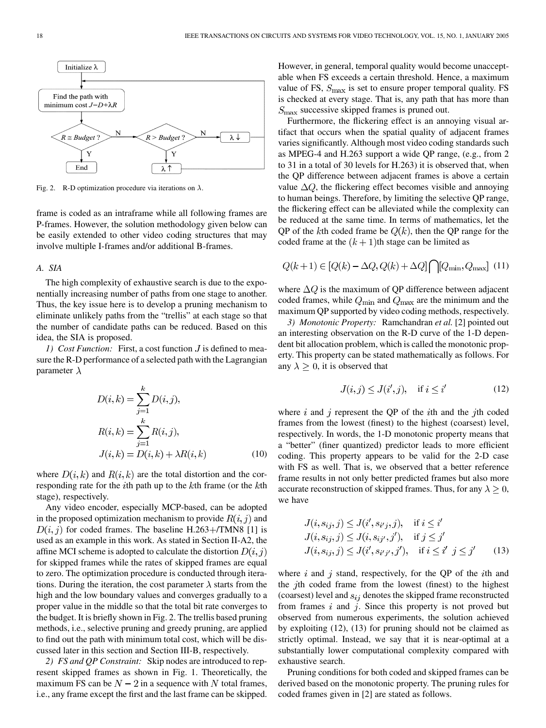Fig. 2. R-D optimization procedure via iterations on $\lambda$.

frame is coded as an intraframe while all following frames are P-frames. However, the solution methodology given below can be easily extended to other video coding structures that may involve multiple I-frames and/or additional B-frames.

### A. SIA

The high complexity of exhaustive search is due to the exponentially increasing number of paths from one stage to another. Thus, the key issue here is to develop a pruning mechanism to eliminate unlikely paths from the "trellis" at each stage so that the number of candidate paths can be reduced. Based on this idea, the SIA is proposed.

*1) Cost Function:* First, a cost function $J$ is defined to measure the R-D performance of a selected path with the Lagrangian parameter $\lambda$

$$
\begin{aligned}
D(i,k) &= \sum_{j=1}^{k} D(i,j), \\
R(i,k) &= \sum_{j=1}^{k} R(i,j), \\
J(i,k) &= D(i,k) + \lambda R(i,k)
\end{aligned} \tag{10}
$$

where $D(i,k)$ and $R(i,k)$ are the total distortion and the corresponding rate for the $i$th path up to the $k$th frame (or the $k$th stage), respectively.

Any video encoder, especially MCP-based, can be adopted in the proposed optimization mechanism to provide $R(i,j)$ and $D(i,j)$ for coded frames. The baseline H.263+/TMN8 [1] is used as an example in this work. As stated in Section II-A2, the affine MCI scheme is adopted to calculate the distortion $D(i,j)$ for skipped frames while the rates of skipped frames are equal to zero. The optimization procedure is conducted through iterations. During the iteration, the cost parameter $\lambda$ starts from the high and the low boundary values and converges gradually to a proper value in the middle so that the total bit rate converges to the budget. It is briefly shown in Fig. 2. The trellis based pruning methods, i.e., selective pruning and greedy pruning, are applied to find out the path with minimum total cost, which will be discussed later in this section and Section III-B, respectively.

*2) FS and QP Constraint:* Skip nodes are introduced to represent skipped frames as shown in Fig. 1. Theoretically, the maximum FS can be $N-2$ in a sequence with $N$ total frames, i.e., any frame except the first and the last frame can be skipped. However, in general, temporal quality would become unacceptable when FS exceeds a certain threshold. Hence, a maximum value of FS, $S_{\max}$ is set to ensure proper temporal quality. FS is checked at every stage. That is, any path that has more than $S_{\max}$ successive skipped frames is pruned out.

Furthermore, the flickering effect is an annoying visual artifact that occurs when the spatial quality of adjacent frames varies significantly. Although most video coding standards such as MPEG-4 and H.263 support a wide QP range, (e.g., from 2 to 31 in a total of 30 levels for H.263) it is observed that, when the QP difference between adjacent frames is above a certain value $\Delta Q$, the flickering effect becomes visible and annoying to human beings. Therefore, by limiting the selective QP range, the flickering effect can be alleviated while the complexity can be reduced at the same time. In terms of mathematics, let the QP of the $k$th coded frame be $Q(k)$, then the QP range for the coded frame at the $(k+1)$th stage can be limited as

$$
Q(k+1) \in [Q(k) - \Delta Q, Q(k) + \Delta Q] \bigcap [Q_{\min}, Q_{\max}] \tag{11}
$$

where $\Delta Q$ is the maximum of QP difference between adjacent coded frames, while $Q_{\min}$ and $Q_{\max}$ are the minimum and the maximum QP supported by video coding methods, respectively.

*3) Monotonic Property:* Ramchandran *et al.* [2] pointed out an interesting observation on the R-D curve of the 1-D dependent bit allocation problem, which is called the monotonic property. This property can be stated mathematically as follows. For any $\lambda \geq 0$, it is observed that

$$
J(i,j) \leq J(i',j), \quad \text{if } i \leq i' \tag{12}
$$

where $i$ and $j$ represent the QP of the $i$th and the $j$th coded frames from the lowest (finest) to the highest (coarsest) level, respectively. In words, the 1-D monotonic property means that a "better" (finer quantized) predictor leads to more efficient coding. This property appears to be valid for the 2-D case with FS as well. That is, we observed that a better reference frame results in not only better predicted frames but also more accurate reconstruction of skipped frames. Thus, for any $\lambda \geq 0$, we have

$$
\begin{aligned}
J(i, s_{ij}, j) &\leq J(i', s_{i'j}, j), \quad \text{if } i \leq i' \\
J(i, s_{ij}, j) &\leq J(i, s_{ij'}, j'), \quad \text{if } j \leq j' \\
J(i, s_{ij}, j) &\leq J(i', s_{i'j'}, j'), \quad \text{if } i \leq i' \;\; j \leq j'
\end{aligned} \tag{13}
$$

where $i$ and $j$ stand, respectively, for the QP of the $i$th and the $j$th coded frame from the lowest (finest) to the highest (coarsest) level and $s_{ij}$ denotes the skipped frame reconstructed from frames $i$ and $j$. Since this property is not proved but observed from numerous experiments, the solution achieved by exploiting (12), (13) for pruning should not be claimed as strictly optimal. Instead, we say that it is near-optimal at a substantially lower computational complexity compared with exhaustive search.

Pruning conditions for both coded and skipped frames can be derived based on the monotonic property. The pruning rules for coded frames given in [2] are stated as follows.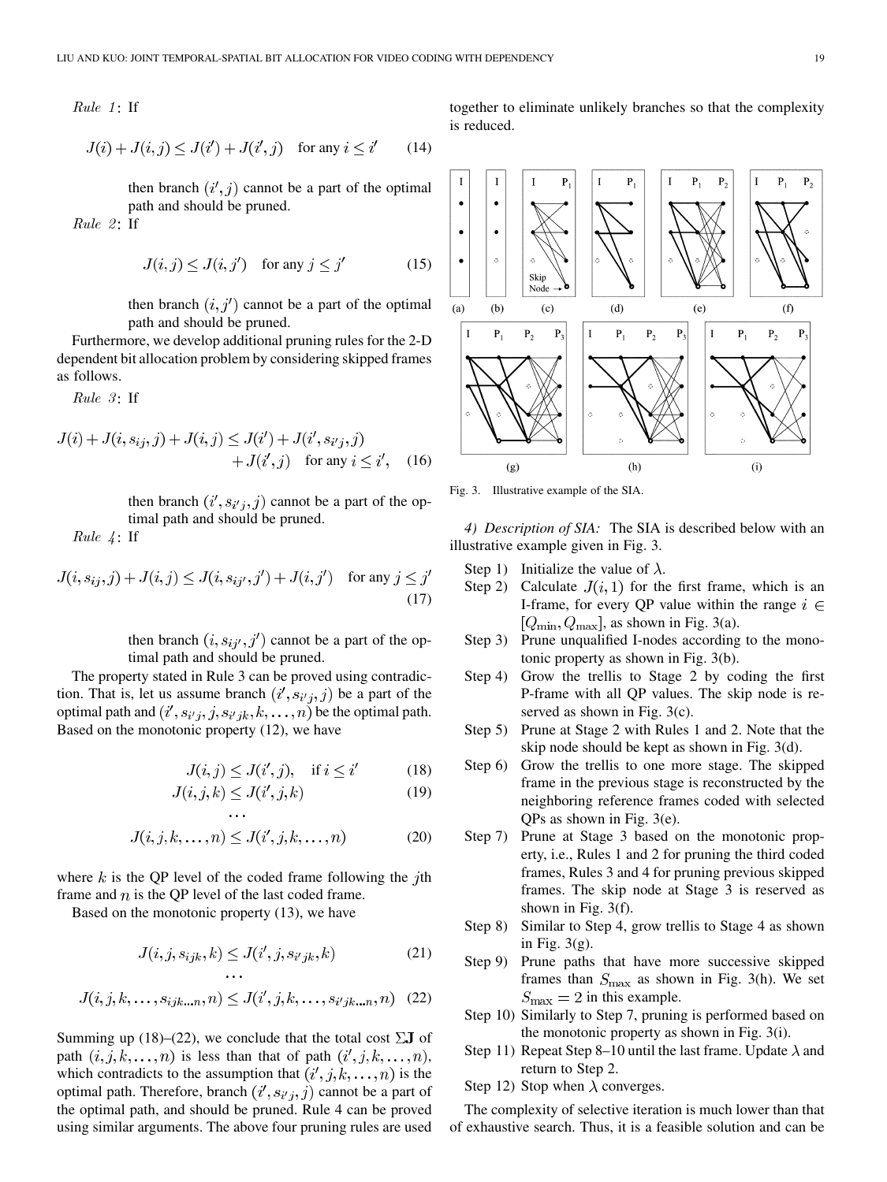*Rule 1*: If

$$J(i) + J(i,j) \le J(i') + J(i',j) \quad \text{for any } i \le i' \tag{14}$$

then branch $(i', j)$ cannot be a part of the optimal path and should be pruned.

*Rule 2*: If

$$J(i,j) \le J(i,j') \quad \text{for any } j \le j' \tag{15}$$

then branch $(i, j')$ cannot be a part of the optimal path and should be pruned.

Furthermore, we develop additional pruning rules for the 2-D dependent bit allocation problem by considering skipped frames as follows.

*Rule 3*: If

$$J(i) + J(i, s_{ij}, j) + J(i,j) \le J(i') + J(i', s_{i'j}, j) + J(i', j) \quad \text{for any } i \le i', \tag{16}$$

then branch $(i', s_{i'j}, j)$ cannot be a part of the optimal path and should be pruned.

*Rule 4*: If

$$J(i, s_{ij}, j) + J(i,j) \le J(i, s_{ij'}, j') + J(i,j') \quad \text{for any } j \le j' \tag{17}$$

then branch $(i, s_{ij'}, j')$ cannot be a part of the optimal path and should be pruned.

The property stated in Rule 3 can be proved using contradiction. That is, let us assume branch $(i', s_{i'j}, j)$ be a part of the optimal path and $(i', s_{i'j}, j, s_{i'jk}, k, \ldots, n)$ be the optimal path. Based on the monotonic property (12), we have

$$J(i,j) \le J(i',j), \quad \text{if } i \le i' \tag{18}$$

$$J(i,j,k) \le J(i',j,k) \tag{19}$$

$$\cdots$$

$$J(i,j,k,\ldots,n) \le J(i',j,k,\ldots,n) \tag{20}$$

where $k$ is the QP level of the coded frame following the $j$th frame and $n$ is the QP level of the last coded frame.

Based on the monotonic property (13), we have

$$J(i,j,s_{ijk},k) \le J(i',j,s_{i'jk},k) \tag{21}$$

$$\cdots$$

$$J(i,j,k,\ldots,s_{ijk\ldots n},n) \le J(i',j,k,\ldots,s_{i'jk\ldots n},n) \tag{22}$$

Summing up (18)–(22), we conclude that the total cost $\Sigma \mathbf{J}$ of path $(i,j,k,\ldots,n)$ is less than that of path $(i',j,k,\ldots,n)$, which contradicts to the assumption that $(i',j,k,\ldots,n)$ is the optimal path. Therefore, branch $(i', s_{i'j}, j)$ cannot be a part of the optimal path, and should be pruned. Rule 4 can be proved using similar arguments. The above four pruning rules are used together to eliminate unlikely branches so that the complexity is reduced.

Fig. 3. Illustrative example of the SIA.

*4) Description of SIA:* The SIA is described below with an illustrative example given in Fig. 3.

- Step 1) Initialize the value of $\lambda$.
- Step 2) Calculate $J(i, 1)$ for the first frame, which is an I-frame, for every QP value within the range $i \in [Q_{\min}, Q_{\max}]$, as shown in Fig. 3(a).
- Step 3) Prune unqualified I-nodes according to the monotonic property as shown in Fig. 3(b).
- Step 4) Grow the trellis to Stage 2 by coding the first P-frame with all QP values. The skip node is reserved as shown in Fig. 3(c).
- Step 5) Prune at Stage 2 with Rules 1 and 2. Note that the skip node should be kept as shown in Fig. 3(d).
- Step 6) Grow the trellis to one more stage. The skipped frame in the previous stage is reconstructed by the neighboring reference frames coded with selected QPs as shown in Fig. 3(e).
- Step 7) Prune at Stage 3 based on the monotonic property, i.e., Rules 1 and 2 for pruning the third coded frames, Rules 3 and 4 for pruning previous skipped frames. The skip node at Stage 3 is reserved as shown in Fig. 3(f).
- Step 8) Similar to Step 4, grow trellis to Stage 4 as shown in Fig. 3(g).
- Step 9) Prune paths that have more successive skipped frames than $S_{\max}$ as shown in Fig. 3(h). We set $S_{\max} = 2$ in this example.
- Step 10) Similarly to Step 7, pruning is performed based on the monotonic property as shown in Fig. 3(i).
- Step 11) Repeat Step 8–10 until the last frame. Update $\lambda$ and return to Step 2.
- Step 12) Stop when $\lambda$ converges.

The complexity of selective iteration is much lower than that of exhaustive search. Thus, it is a feasible solution and can be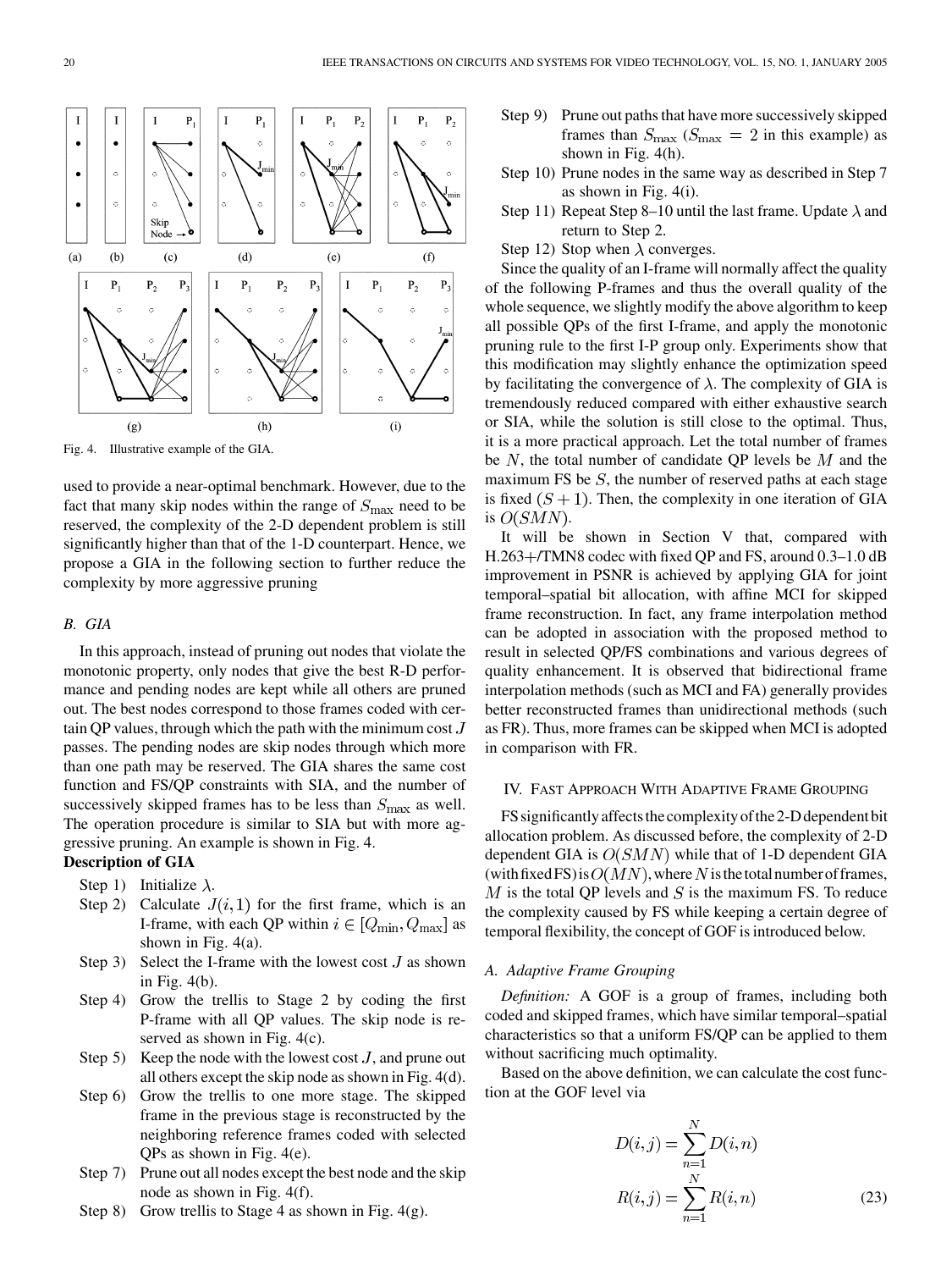Fig. 4. Illustrative example of the GIA.

used to provide a near-optimal benchmark. However, due to the fact that many skip nodes within the range of $S_{\max}$ need to be reserved, the complexity of the 2-D dependent problem is still significantly higher than that of the 1-D counterpart. Hence, we propose a GIA in the following section to further reduce the complexity by more aggressive pruning

### B. GIA

In this approach, instead of pruning out nodes that violate the monotonic property, only nodes that give the best R-D performance and pending nodes are kept while all others are pruned out. The best nodes correspond to those frames coded with certain QP values, through which the path with the minimum cost $J$ passes. The pending nodes are skip nodes through which more than one path may be reserved. The GIA shares the same cost function and FS/QP constraints with SIA, and the number of successively skipped frames has to be less than $S_{\max}$ as well. The operation procedure is similar to SIA but with more aggressive pruning. An example is shown in Fig. 4.

**Description of GIA**

- Step 1) Initialize $\lambda$.
- Step 2) Calculate $J(i,1)$ for the first frame, which is an I-frame, with each QP within $i \in [Q_{\min}, Q_{\max}]$ as shown in Fig. 4(a).
- Step 3) Select the I-frame with the lowest cost $J$ as shown in Fig. 4(b).
- Step 4) Grow the trellis to Stage 2 by coding the first P-frame with all QP values. The skip node is reserved as shown in Fig. 4(c).
- Step 5) Keep the node with the lowest cost $J$, and prune out all others except the skip node as shown in Fig. 4(d).
- Step 6) Grow the trellis to one more stage. The skipped frame in the previous stage is reconstructed by the neighboring reference frames coded with selected QPs as shown in Fig. 4(e).
- Step 7) Prune out all nodes except the best node and the skip node as shown in Fig. 4(f).
- Step 8) Grow trellis to Stage 4 as shown in Fig. 4(g).
- Step 9) Prune out paths that have more successively skipped frames than $S_{\max}$ ($S_{\max} = 2$ in this example) as shown in Fig. 4(h).
- Step 10) Prune nodes in the same way as described in Step 7 as shown in Fig. 4(i).
- Step 11) Repeat Step 8–10 until the last frame. Update $\lambda$ and return to Step 2.
- Step 12) Stop when $\lambda$ converges.

Since the quality of an I-frame will normally affect the quality of the following P-frames and thus the overall quality of the whole sequence, we slightly modify the above algorithm to keep all possible QPs of the first I-frame, and apply the monotonic pruning rule to the first I-P group only. Experiments show that this modification may slightly enhance the optimization speed by facilitating the convergence of $\lambda$. The complexity of GIA is tremendously reduced compared with either exhaustive search or SIA, while the solution is still close to the optimal. Thus, it is a more practical approach. Let the total number of frames be $N$, the total number of candidate QP levels be $M$ and the maximum FS be $S$, the number of reserved paths at each stage is fixed $(S+1)$. Then, the complexity in one iteration of GIA is $O(SMN)$.

It will be shown in Section V that, compared with H.263+/TMN8 codec with fixed QP and FS, around 0.3–1.0 dB improvement in PSNR is achieved by applying GIA for joint temporal–spatial bit allocation, with affine MCI for skipped frame reconstruction. In fact, any frame interpolation method can be adopted in association with the proposed method to result in selected QP/FS combinations and various degrees of quality enhancement. It is observed that bidirectional frame interpolation methods (such as MCI and FA) generally provides better reconstructed frames than unidirectional methods (such as FR). Thus, more frames can be skipped when MCI is adopted in comparison with FR.

## IV. Fast Approach With Adaptive Frame Grouping

FS significantly affects the complexity of the 2-D dependent bit allocation problem. As discussed before, the complexity of 2-D dependent GIA is $O(SMN)$ while that of 1-D dependent GIA (with fixed FS) is $O(MN)$, where $N$ is the total number of frames, $M$ is the total QP levels and $S$ is the maximum FS. To reduce the complexity caused by FS while keeping a certain degree of temporal flexibility, the concept of GOF is introduced below.

### A. Adaptive Frame Grouping

*Definition:* A GOF is a group of frames, including both coded and skipped frames, which have similar temporal–spatial characteristics so that a uniform FS/QP can be applied to them without sacrificing much optimality.

Based on the above definition, we can calculate the cost function at the GOF level via

$$D(i,j) = \sum_{n=1}^{N} D(i,n)$$
$$R(i,j) = \sum_{n=1}^{N} R(i,n) \tag{23}$$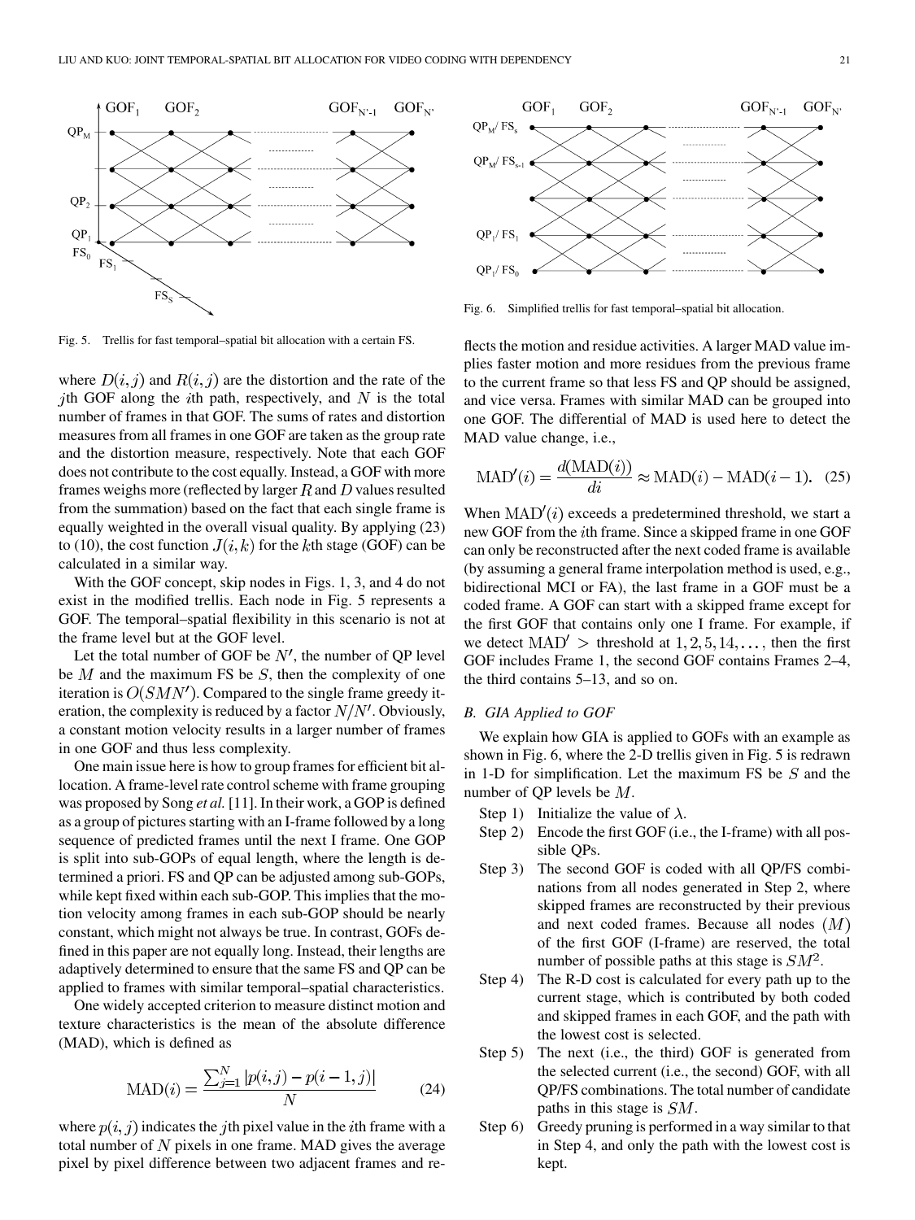Fig. 5. Trellis for fast temporal–spatial bit allocation with a certain FS.

Fig. 6. Simplified trellis for fast temporal–spatial bit allocation.

where $D(i,j)$ and $R(i,j)$ are the distortion and the rate of the $j$th GOF along the $i$th path, respectively, and $N$ is the total number of frames in that GOF. The sums of rates and distortion measures from all frames in one GOF are taken as the group rate and the distortion measure, respectively. Note that each GOF does not contribute to the cost equally. Instead, a GOF with more frames weighs more (reflected by larger $R$ and $D$ values resulted from the summation) based on the fact that each single frame is equally weighted in the overall visual quality. By applying (23) to (10), the cost function $J(i,k)$ for the $k$th stage (GOF) can be calculated in a similar way.

With the GOF concept, skip nodes in Figs. 1, 3, and 4 do not exist in the modified trellis. Each node in Fig. 5 represents a GOF. The temporal–spatial flexibility in this scenario is not at the frame level but at the GOF level.

Let the total number of GOF be $N'$, the number of QP level be $M$ and the maximum FS be $S$, then the complexity of one iteration is $O(SMN')$. Compared to the single frame greedy iteration, the complexity is reduced by a factor $N/N'$. Obviously, a constant motion velocity results in a larger number of frames in one GOF and thus less complexity.

One main issue here is how to group frames for efficient bit allocation. A frame-level rate control scheme with frame grouping was proposed by Song *et al.* [11]. In their work, a GOP is defined as a group of pictures starting with an I-frame followed by a long sequence of predicted frames until the next I frame. One GOP is split into sub-GOPs of equal length, where the length is determined a priori. FS and QP can be adjusted among sub-GOPs, while kept fixed within each sub-GOP. This implies that the motion velocity among frames in each sub-GOP should be nearly constant, which might not always be true. In contrast, GOFs defined in this paper are not equally long. Instead, their lengths are adaptively determined to ensure that the same FS and QP can be applied to frames with similar temporal–spatial characteristics.

One widely accepted criterion to measure distinct motion and texture characteristics is the mean of the absolute difference (MAD), which is defined as

$$\mathrm{MAD}(i) = \frac{\sum_{j=1}^{N} |p(i,j) - p(i-1,j)|}{N} \tag{24}$$

where $p(i,j)$ indicates the $j$th pixel value in the $i$th frame with a total number of $N$ pixels in one frame. MAD gives the average pixel by pixel difference between two adjacent frames and reflects the motion and residue activities. A larger MAD value implies faster motion and more residues from the previous frame to the current frame so that less FS and QP should be assigned, and vice versa. Frames with similar MAD can be grouped into one GOF. The differential of MAD is used here to detect the MAD value change, i.e.,

$$\mathrm{MAD}'(i) = \frac{d(\mathrm{MAD}(i))}{di} \approx \mathrm{MAD}(i) - \mathrm{MAD}(i-1). \tag{25}$$

When $\mathrm{MAD}'(i)$ exceeds a predetermined threshold, we start a new GOF from the $i$th frame. Since a skipped frame in one GOF can only be reconstructed after the next coded frame is available (by assuming a general frame interpolation method is used, e.g., bidirectional MCI or FA), the last frame in a GOF must be a coded frame. A GOF can start with a skipped frame except for the first GOF that contains only one I frame. For example, if we detect $\mathrm{MAD}' >$ threshold at $1, 2, 5, 14, \ldots$, then the first GOF includes Frame 1, the second GOF contains Frames 2–4, the third contains 5–13, and so on.

### B. GIA Applied to GOF

We explain how GIA is applied to GOFs with an example as shown in Fig. 6, where the 2-D trellis given in Fig. 5 is redrawn in 1-D for simplification. Let the maximum FS be $S$ and the number of QP levels be $M$.

- Step 1) Initialize the value of $\lambda$.
- Step 2) Encode the first GOF (i.e., the I-frame) with all possible QPs.
- Step 3) The second GOF is coded with all QP/FS combinations from all nodes generated in Step 2, where skipped frames are reconstructed by their previous and next coded frames. Because all nodes $(M)$ of the first GOF (I-frame) are reserved, the total number of possible paths at this stage is $SM^2$.
- Step 4) The R-D cost is calculated for every path up to the current stage, which is contributed by both coded and skipped frames in each GOF, and the path with the lowest cost is selected.
- Step 5) The next (i.e., the third) GOF is generated from the selected current (i.e., the second) GOF, with all QP/FS combinations. The total number of candidate paths in this stage is $SM$.
- Step 6) Greedy pruning is performed in a way similar to that in Step 4, and only the path with the lowest cost is kept.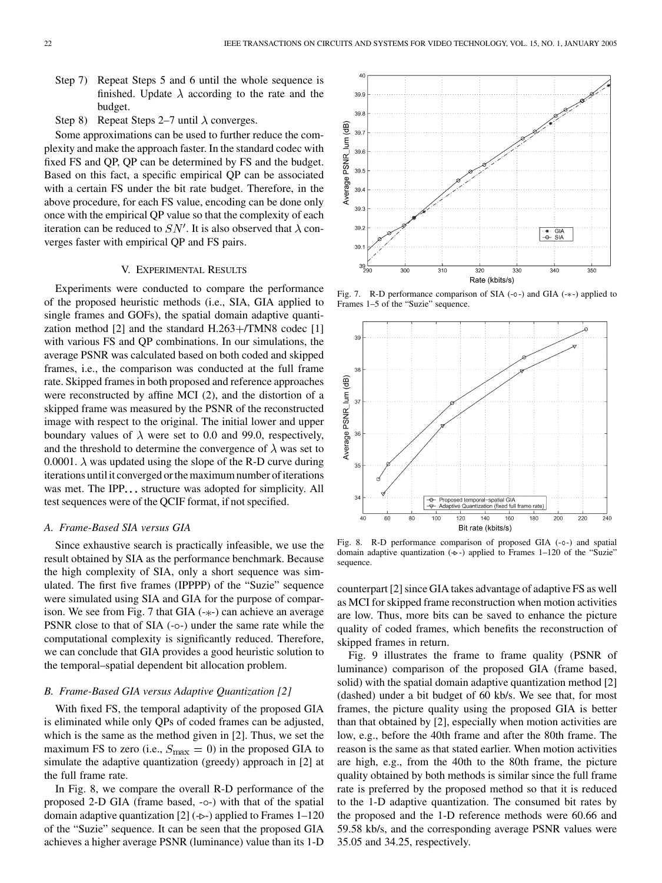Step 7) Repeat Steps 5 and 6 until the whole sequence is finished. Update $\lambda$ according to the rate and the budget.

Step 8) Repeat Steps 2–7 until $\lambda$ converges.

Some approximations can be used to further reduce the complexity and make the approach faster. In the standard codec with fixed FS and QP, QP can be determined by FS and the budget. Based on this fact, a specific empirical QP can be associated with a certain FS under the bit rate budget. Therefore, in the above procedure, for each FS value, encoding can be done only once with the empirical QP value so that the complexity of each iteration can be reduced to $SN'$. It is also observed that $\lambda$ converges faster with empirical QP and FS pairs.

## V. Experimental Results

Experiments were conducted to compare the performance of the proposed heuristic methods (i.e., SIA, GIA applied to single frames and GOFs), the spatial domain adaptive quantization method [2] and the standard H.263+/TMN8 codec [1] with various FS and QP combinations. In our simulations, the average PSNR was calculated based on both coded and skipped frames, i.e., the comparison was conducted at the full frame rate. Skipped frames in both proposed and reference approaches were reconstructed by affine MCI (2), and the distortion of a skipped frame was measured by the PSNR of the reconstructed image with respect to the original. The initial lower and upper boundary values of $\lambda$ were set to 0.0 and 99.0, respectively, and the threshold to determine the convergence of $\lambda$ was set to 0.0001. $\lambda$ was updated using the slope of the R-D curve during iterations until it converged or the maximum number of iterations was met. The IPP... structure was adopted for simplicity. All test sequences were of the QCIF format, if not specified.

### A. Frame-Based SIA versus GIA

Since exhaustive search is practically infeasible, we use the result obtained by SIA as the performance benchmark. Because the high complexity of SIA, only a short sequence was simulated. The first five frames (IPPPP) of the "Suzie" sequence were simulated using SIA and GIA for the purpose of comparison. We see from Fig. 7 that GIA (-∗-) can achieve an average PSNR close to that of SIA (-○-) under the same rate while the computational complexity is significantly reduced. Therefore, we can conclude that GIA provides a good heuristic solution to the temporal–spatial dependent bit allocation problem.

### B. Frame-Based GIA versus Adaptive Quantization [2]

With fixed FS, the temporal adaptivity of the proposed GIA is eliminated while only QPs of coded frames can be adjusted, which is the same as the method given in [2]. Thus, we set the maximum FS to zero (i.e., $S_{\max} = 0$) in the proposed GIA to simulate the adaptive quantization (greedy) approach in [2] at the full frame rate.

In Fig. 8, we compare the overall R-D performance of the proposed 2-D GIA (frame based, -○-) with that of the spatial domain adaptive quantization [2] (-▷-) applied to Frames 1–120 of the "Suzie" sequence. It can be seen that the proposed GIA achieves a higher average PSNR (luminance) value than its 1-D counterpart [2] since GIA takes advantage of adaptive FS as well as MCI for skipped frame reconstruction when motion activities are low. Thus, more bits can be saved to enhance the picture quality of coded frames, which benefits the reconstruction of skipped frames in return.

Fig. 7. R-D performance comparison of SIA (-○-) and GIA (-∗-) applied to Frames 1–5 of the "Suzie" sequence.

Fig. 8. R-D performance comparison of proposed GIA (-○-) and spatial domain adaptive quantization (-▷-) applied to Frames 1–120 of the "Suzie" sequence.

Fig. 9 illustrates the frame to frame quality (PSNR of luminance) comparison of the proposed GIA (frame based, solid) with the spatial domain adaptive quantization method [2] (dashed) under a bit budget of 60 kb/s. We see that, for most frames, the picture quality using the proposed GIA is better than that obtained by [2], especially when motion activities are low, e.g., before the 40th frame and after the 80th frame. The reason is the same as that stated earlier. When motion activities are high, e.g., from the 40th to the 80th frame, the picture quality obtained by both methods is similar since the full frame rate is preferred by the proposed method so that it is reduced to the 1-D adaptive quantization. The consumed bit rates by the proposed and the 1-D reference methods were 60.66 and 59.58 kb/s, and the corresponding average PSNR values were 35.05 and 34.25, respectively.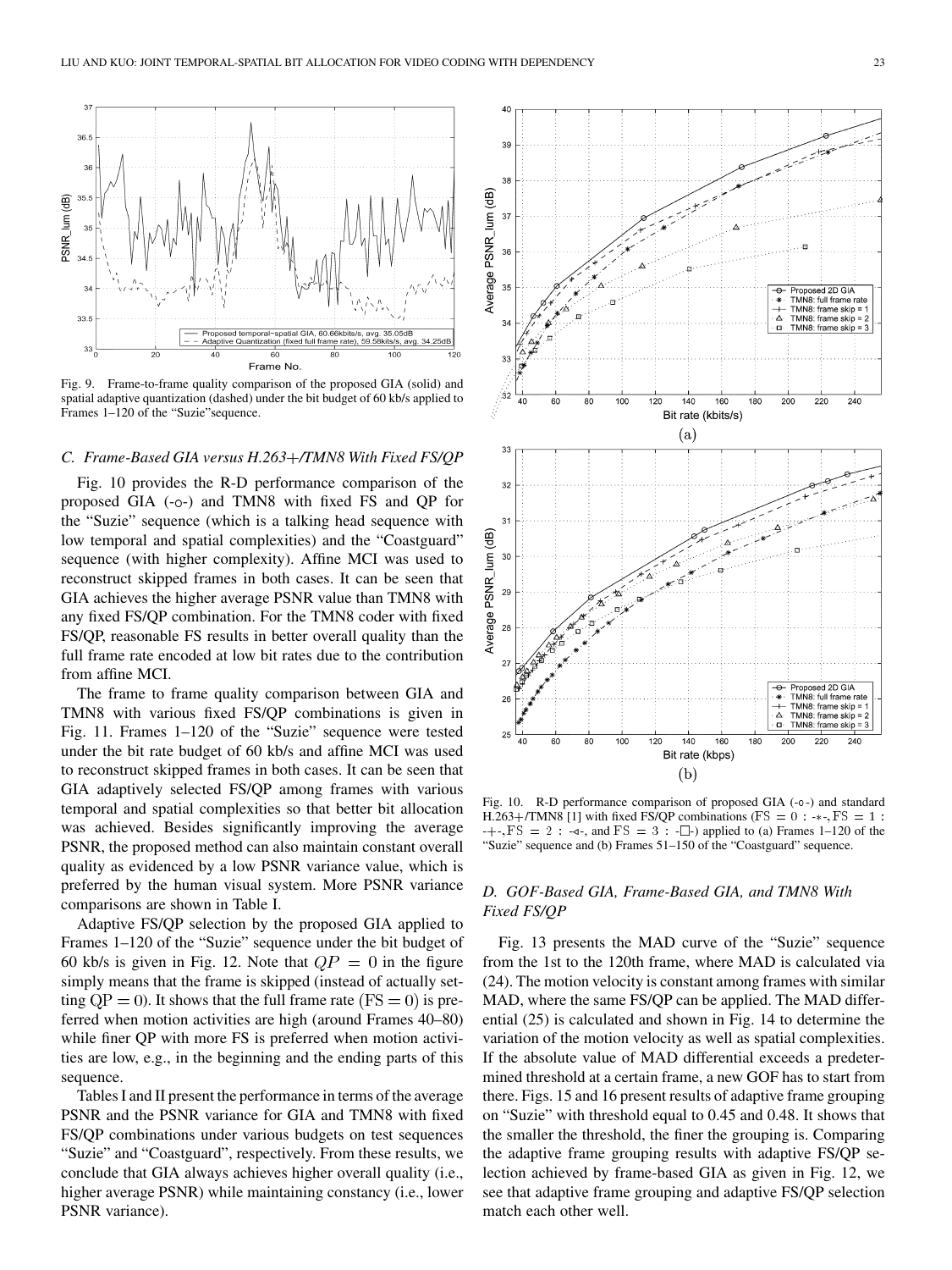Fig. 9. Frame-to-frame quality comparison of the proposed GIA (solid) and spatial adaptive quantization (dashed) under the bit budget of 60 kb/s applied to Frames 1–120 of the "Suzie"sequence.

### C. Frame-Based GIA versus H.263+/TMN8 With Fixed FS/QP

Fig. 10 provides the R-D performance comparison of the proposed GIA (-○-) and TMN8 with fixed FS and QP for the "Suzie" sequence (which is a talking head sequence with low temporal and spatial complexities) and the "Coastguard" sequence (with higher complexity). Affine MCI was used to reconstruct skipped frames in both cases. It can be seen that GIA achieves the higher average PSNR value than TMN8 with any fixed FS/QP combination. For the TMN8 coder with fixed FS/QP, reasonable FS results in better overall quality than the full frame rate encoded at low bit rates due to the contribution from affine MCI.

The frame to frame quality comparison between GIA and TMN8 with various fixed FS/QP combinations is given in Fig. 11. Frames 1–120 of the "Suzie" sequence were tested under the bit rate budget of 60 kb/s and affine MCI was used to reconstruct skipped frames in both cases. It can be seen that GIA adaptively selected FS/QP among frames with various temporal and spatial complexities so that better bit allocation was achieved. Besides significantly improving the average PSNR, the proposed method can also maintain constant overall quality as evidenced by a low PSNR variance value, which is preferred by the human visual system. More PSNR variance comparisons are shown in Table I.

Adaptive FS/QP selection by the proposed GIA applied to Frames 1–120 of the "Suzie" sequence under the bit budget of 60 kb/s is given in Fig. 12. Note that $QP = 0$ in the figure simply means that the frame is skipped (instead of actually setting $\mathrm{QP} = 0$). It shows that the full frame rate $(\mathrm{FS} = 0)$ is preferred when motion activities are high (around Frames 40–80) while finer QP with more FS is preferred when motion activities are low, e.g., in the beginning and the ending parts of this sequence.

Tables I and II present the performance in terms of the average PSNR and the PSNR variance for GIA and TMN8 with fixed FS/QP combinations under various budgets on test sequences "Suzie" and "Coastguard", respectively. From these results, we conclude that GIA always achieves higher overall quality (i.e., higher average PSNR) while maintaining constancy (i.e., lower PSNR variance).

Fig. 10. R-D performance comparison of proposed GIA (-○-) and standard H.263+/TMN8 [1] with fixed FS/QP combinations ($\mathrm{FS} = 0$ : -*-, $\mathrm{FS} = 1$ : -+-, $\mathrm{FS} = 2$ : -◁-, and $\mathrm{FS} = 3$ : -□-) applied to (a) Frames 1–120 of the "Suzie" sequence and (b) Frames 51–150 of the "Coastguard" sequence.

### D. GOF-Based GIA, Frame-Based GIA, and TMN8 With Fixed FS/QP

Fig. 13 presents the MAD curve of the "Suzie" sequence from the 1st to the 120th frame, where MAD is calculated via (24). The motion velocity is constant among frames with similar MAD, where the same FS/QP can be applied. The MAD differential (25) is calculated and shown in Fig. 14 to determine the variation of the motion velocity as well as spatial complexities. If the absolute value of MAD differential exceeds a predetermined threshold at a certain frame, a new GOF has to start from there. Figs. 15 and 16 present results of adaptive frame grouping on "Suzie" with threshold equal to 0.45 and 0.48. It shows that the smaller the threshold, the finer the grouping is. Comparing the adaptive frame grouping results with adaptive FS/QP selection achieved by frame-based GIA as given in Fig. 12, we see that adaptive frame grouping and adaptive FS/QP selection match each other well.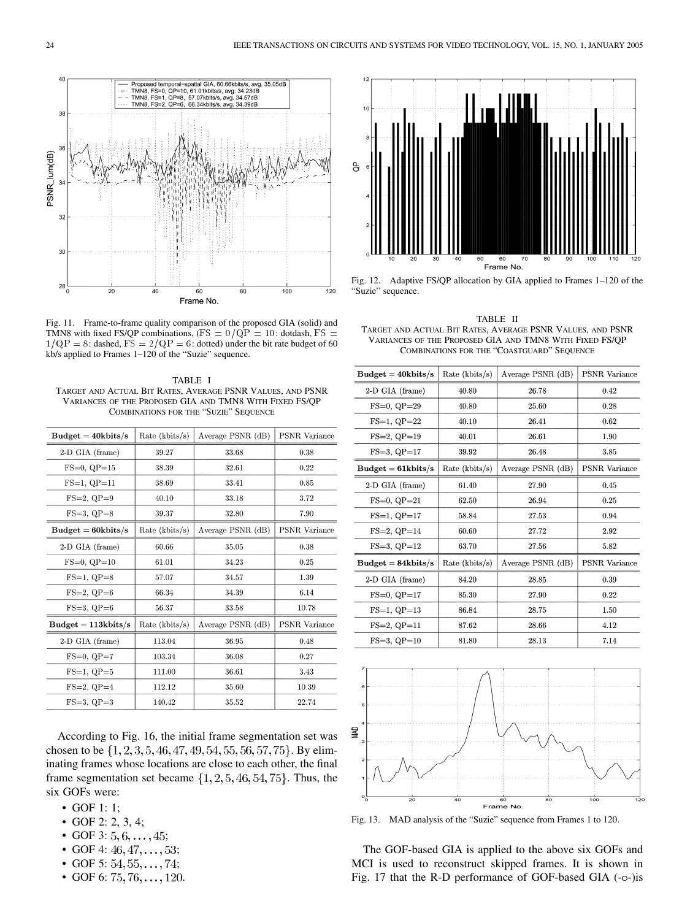Fig. 11. Frame-to-frame quality comparison of the proposed GIA (solid) and TMN8 with fixed FS/QP combinations, ($\mathrm{FS} = 0/\mathrm{QP} = 10$: dotdash, $\mathrm{FS} = 1/\mathrm{QP} = 8$: dashed, $\mathrm{FS} = 2/\mathrm{QP} = 6$: dotted) under the bit rate budget of 60 kb/s applied to Frames 1–120 of the "Suzie" sequence.

TABLE I
TARGET AND ACTUAL BIT RATES, AVERAGE PSNR VALUES, AND PSNR VARIANCES OF THE PROPOSED GIA AND TMN8 WITH FIXED FS/QP COMBINATIONS FOR THE "SUZIE" SEQUENCE

| **Budget = 40kbits/s** | Rate (kbits/s) | Average PSNR (dB) | PSNR Variance |
|---|---|---|---|
| 2-D GIA (frame) | 39.27 | 33.68 | 0.38 |
| FS=0, QP=15 | 38.39 | 32.61 | 0.22 |
| FS=1, QP=11 | 38.69 | 33.41 | 0.85 |
| FS=2, QP=9 | 40.10 | 33.18 | 3.72 |
| FS=3, QP=8 | 39.37 | 32.80 | 7.90 |
| **Budget = 60kbits/s** | Rate (kbits/s) | Average PSNR (dB) | PSNR Variance |
| 2-D GIA (frame) | 60.66 | 35.05 | 0.38 |
| FS=0, QP=10 | 61.01 | 34.23 | 0.25 |
| FS=1, QP=8 | 57.07 | 34.57 | 1.39 |
| FS=2, QP=6 | 66.34 | 34.39 | 6.14 |
| FS=3, QP=6 | 56.37 | 33.58 | 10.78 |
| **Budget = 113kbits/s** | Rate (kbits/s) | Average PSNR (dB) | PSNR Variance |
| 2-D GIA (frame) | 113.04 | 36.95 | 0.48 |
| FS=0, QP=7 | 103.34 | 36.08 | 0.27 |
| FS=1, QP=5 | 111.00 | 36.61 | 3.43 |
| FS=2, QP=4 | 112.12 | 35.60 | 10.39 |
| FS=3, QP=3 | 140.42 | 35.52 | 22.74 |

According to Fig. 16, the initial frame segmentation set was chosen to be $\{1, 2, 3, 5, 46, 47, 49, 54, 55, 56, 57, 75\}$. By eliminating frames whose locations are close to each other, the final frame segmentation set became $\{1, 2, 5, 46, 54, 75\}$. Thus, the six GOFs were:

- GOF 1: 1;
- GOF 2: 2, 3, 4;
- GOF 3: $5, 6, \ldots, 45$;
- GOF 4: $46, 47, \ldots, 53$;
- GOF 5: $54, 55, \ldots, 74$;
- GOF 6: $75, 76, \ldots, 120$.

Fig. 12. Adaptive FS/QP allocation by GIA applied to Frames 1–120 of the "Suzie" sequence.

TABLE II
TARGET AND ACTUAL BIT RATES, AVERAGE PSNR VALUES, AND PSNR VARIANCES OF THE PROPOSED GIA AND TMN8 WITH FIXED FS/QP COMBINATIONS FOR THE "COASTGUARD" SEQUENCE

| **Budget = 40kbits/s** | Rate (kbits/s) | Average PSNR (dB) | PSNR Variance |
|---|---|---|---|
| 2-D GIA (frame) | 40.80 | 26.78 | 0.42 |
| FS=0, QP=29 | 40.80 | 25.60 | 0.28 |
| FS=1, QP=22 | 40.10 | 26.41 | 0.62 |
| FS=2, QP=19 | 40.01 | 26.61 | 1.90 |
| FS=3, QP=17 | 39.92 | 26.48 | 3.85 |
| **Budget = 61kbits/s** | Rate (kbits/s) | Average PSNR (dB) | PSNR Variance |
| 2-D GIA (frame) | 61.40 | 27.90 | 0.45 |
| FS=0, QP=21 | 62.50 | 26.94 | 0.25 |
| FS=1, QP=17 | 58.84 | 27.53 | 0.94 |
| FS=2, QP=14 | 60.60 | 27.72 | 2.92 |
| FS=3, QP=12 | 63.70 | 27.56 | 5.82 |
| **Budget = 84kbits/s** | Rate (kbits/s) | Average PSNR (dB) | PSNR Variance |
| 2-D GIA (frame) | 84.20 | 28.85 | 0.39 |
| FS=0, QP=17 | 85.30 | 27.90 | 0.22 |
| FS=1, QP=13 | 86.84 | 28.75 | 1.50 |
| FS=2, QP=11 | 87.62 | 28.66 | 4.12 |
| FS=3, QP=10 | 81.80 | 28.13 | 7.14 |

Fig. 13. MAD analysis of the "Suzie" sequence from Frames 1 to 120.

The GOF-based GIA is applied to the above six GOFs and MCI is used to reconstruct skipped frames. It is shown in Fig. 17 that the R-D performance of GOF-based GIA (-o-)is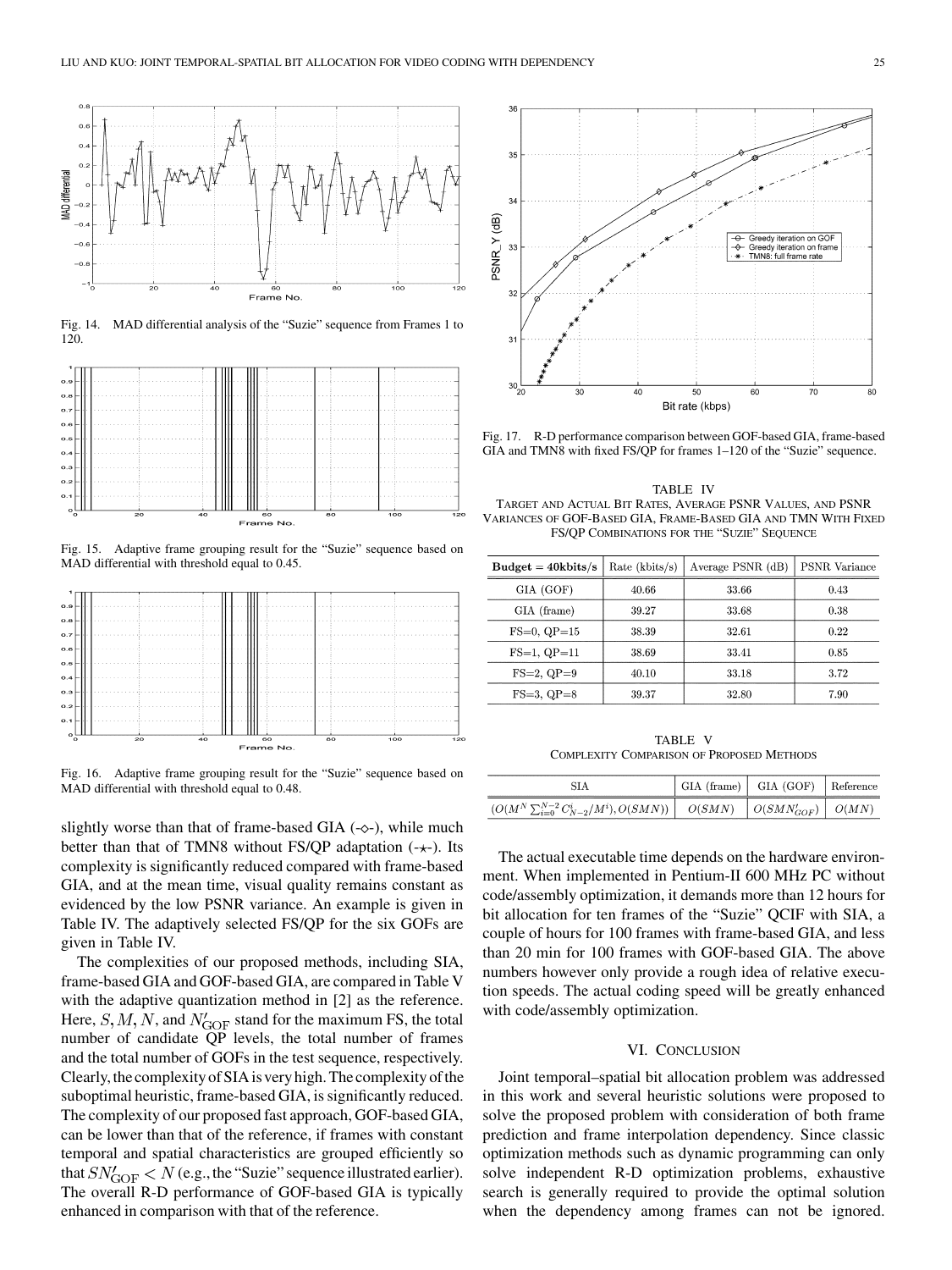Fig. 14. MAD differential analysis of the "Suzie" sequence from Frames 1 to 120.

Fig. 15. Adaptive frame grouping result for the "Suzie" sequence based on MAD differential with threshold equal to 0.45.

Fig. 16. Adaptive frame grouping result for the "Suzie" sequence based on MAD differential with threshold equal to 0.48.

slightly worse than that of frame-based GIA (-◇-), while much better than that of TMN8 without FS/QP adaptation (-⋆-). Its complexity is significantly reduced compared with frame-based GIA, and at the mean time, visual quality remains constant as evidenced by the low PSNR variance. An example is given in Table IV. The adaptively selected FS/QP for the six GOFs are given in Table IV.

The complexities of our proposed methods, including SIA, frame-based GIA and GOF-based GIA, are compared in Table V with the adaptive quantization method in [2] as the reference. Here, $S, M, N$, and $N'_{\text{GOF}}$ stand for the maximum FS, the total number of candidate QP levels, the total number of frames and the total number of GOFs in the test sequence, respectively. Clearly, the complexity of SIA is very high. The complexity of the suboptimal heuristic, frame-based GIA, is significantly reduced. The complexity of our proposed fast approach, GOF-based GIA, can be lower than that of the reference, if frames with constant temporal and spatial characteristics are grouped efficiently so that $SN'_{\text{GOF}} < N$ (e.g., the "Suzie" sequence illustrated earlier). The overall R-D performance of GOF-based GIA is typically enhanced in comparison with that of the reference.

Fig. 17. R-D performance comparison between GOF-based GIA, frame-based GIA and TMN8 with fixed FS/QP for frames 1–120 of the "Suzie" sequence.

TABLE IV
TARGET AND ACTUAL BIT RATES, AVERAGE PSNR VALUES, AND PSNR VARIANCES OF GOF-BASED GIA, FRAME-BASED GIA AND TMN WITH FIXED FS/QP COMBINATIONS FOR THE "SUZIE" SEQUENCE

| **Budget = 40kbits/s** | Rate (kbits/s) | Average PSNR (dB) | PSNR Variance |
|---|---|---|---|
| GIA (GOF) | 40.66 | 33.66 | 0.43 |
| GIA (frame) | 39.27 | 33.68 | 0.38 |
| FS=0, QP=15 | 38.39 | 32.61 | 0.22 |
| FS=1, QP=11 | 38.69 | 33.41 | 0.85 |
| FS=2, QP=9 | 40.10 | 33.18 | 3.72 |
| FS=3, QP=8 | 39.37 | 32.80 | 7.90 |

TABLE V
COMPLEXITY COMPARISON OF PROPOSED METHODS

| SIA | GIA (frame) | GIA (GOF) | Reference |
|---|---|---|---|
| $(O(M^N \sum_{i=0}^{N-2} C_{N-2}^i / M^i), O(SMN))$ | $O(SMN)$ | $O(SMN'_{GOF})$ | $O(MN)$ |

The actual executable time depends on the hardware environment. When implemented in Pentium-II 600 MHz PC without code/assembly optimization, it demands more than 12 hours for bit allocation for ten frames of the "Suzie" QCIF with SIA, a couple of hours for 100 frames with frame-based GIA, and less than 20 min for 100 frames with GOF-based GIA. The above numbers however only provide a rough idea of relative execution speeds. The actual coding speed will be greatly enhanced with code/assembly optimization.

## VI. CONCLUSION

Joint temporal–spatial bit allocation problem was addressed in this work and several heuristic solutions were proposed to solve the proposed problem with consideration of both frame prediction and frame interpolation dependency. Since classic optimization methods such as dynamic programming can only solve independent R-D optimization problems, exhaustive search is generally required to provide the optimal solution when the dependency among frames can not be ignored.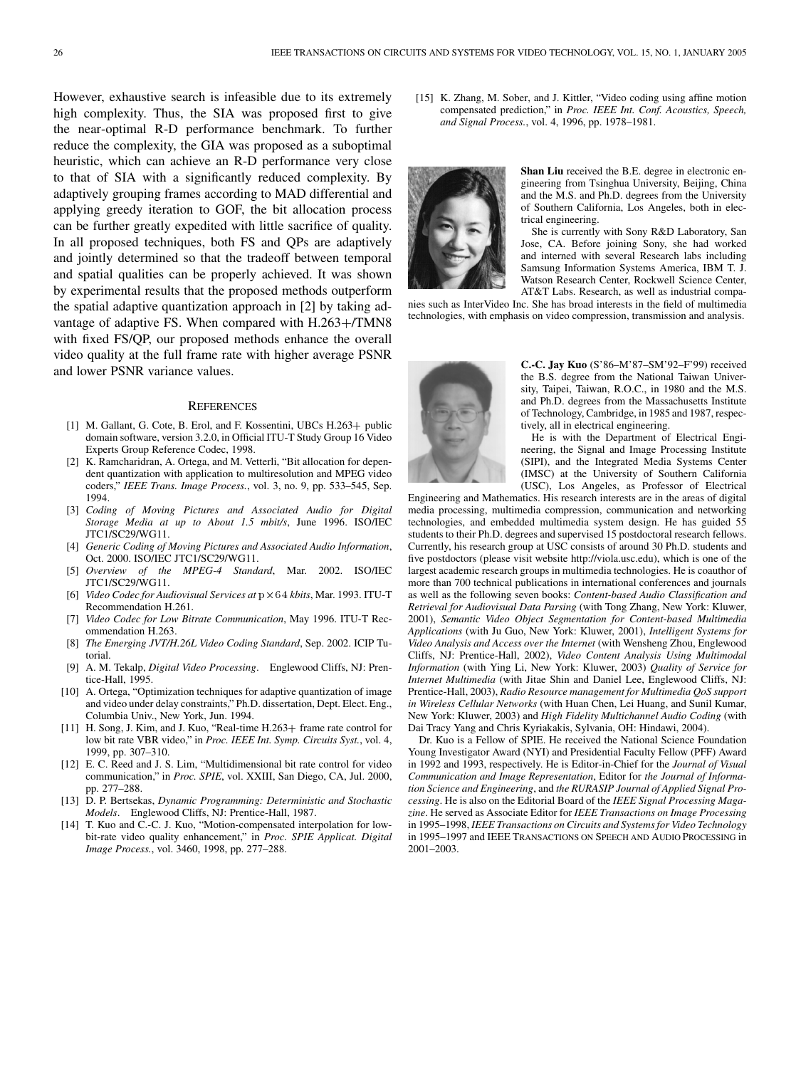However, exhaustive search is infeasible due to its extremely high complexity. Thus, the SIA was proposed first to give the near-optimal R-D performance benchmark. To further reduce the complexity, the GIA was proposed as a suboptimal heuristic, which can achieve an R-D performance very close to that of SIA with a significantly reduced complexity. By adaptively grouping frames according to MAD differential and applying greedy iteration to GOF, the bit allocation process can be further greatly expedited with little sacrifice of quality. In all proposed techniques, both FS and QPs are adaptively and jointly determined so that the tradeoff between temporal and spatial qualities can be properly achieved. It was shown by experimental results that the proposed methods outperform the spatial adaptive quantization approach in [2] by taking advantage of adaptive FS. When compared with H.263+/TMN8 with fixed FS/QP, our proposed methods enhance the overall video quality at the full frame rate with higher average PSNR and lower PSNR variance values.

## References

[1] M. Gallant, G. Cote, B. Erol, and F. Kossentini, UBCs H.263+ public domain software, version 3.2.0, in Official ITU-T Study Group 16 Video Experts Group Reference Codec, 1998.

[2] K. Ramcharidran, A. Ortega, and M. Vetterli, "Bit allocation for dependent quantization with application to multiresolution and MPEG video coders," *IEEE Trans. Image Process.*, vol. 3, no. 9, pp. 533–545, Sep. 1994.

[3] *Coding of Moving Pictures and Associated Audio for Digital Storage Media at up to About 1.5 mbit/s*, June 1996. ISO/IEC JTC1/SC29/WG11.

[4] *Generic Coding of Moving Pictures and Associated Audio Information*, Oct. 2000. ISO/IEC JTC1/SC29/WG11.

[5] *Overview of the MPEG-4 Standard*, Mar. 2002. ISO/IEC JTC1/SC29/WG11.

[6] *Video Codec for Audiovisual Services at* $p \times 64$ *kbits*, Mar. 1993. ITU-T Recommendation H.261.

[7] *Video Codec for Low Bitrate Communication*, May 1996. ITU-T Recommendation H.263.

[8] *The Emerging JVT/H.26L Video Coding Standard*, Sep. 2002. ICIP Tutorial.

[9] A. M. Tekalp, *Digital Video Processing*. Englewood Cliffs, NJ: Prentice-Hall, 1995.

[10] A. Ortega, "Optimization techniques for adaptive quantization of image and video under delay constraints," Ph.D. dissertation, Dept. Elect. Eng., Columbia Univ., New York, Jun. 1994.

[11] H. Song, J. Kim, and J. Kuo, "Real-time H.263+ frame rate control for low bit rate VBR video," in *Proc. IEEE Int. Symp. Circuits Syst.*, vol. 4, 1999, pp. 307–310.

[12] E. C. Reed and J. S. Lim, "Multidimensional bit rate control for video communication," in *Proc. SPIE*, vol. XXIII, San Diego, CA, Jul. 2000, pp. 277–288.

[13] D. P. Bertsekas, *Dynamic Programming: Deterministic and Stochastic Models*. Englewood Cliffs, NJ: Prentice-Hall, 1987.

[14] T. Kuo and C.-C. J. Kuo, "Motion-compensated interpolation for low-bit-rate video quality enhancement," in *Proc. SPIE Applicat. Digital Image Process.*, vol. 3460, 1998, pp. 277–288.

[15] K. Zhang, M. Sober, and J. Kittler, "Video coding using affine motion compensated prediction," in *Proc. IEEE Int. Conf. Acoustics, Speech, and Signal Process.*, vol. 4, 1996, pp. 1978–1981.

**Shan Liu** received the B.E. degree in electronic engineering from Tsinghua University, Beijing, China and the M.S. and Ph.D. degrees from the University of Southern California, Los Angeles, both in electrical engineering.

She is currently with Sony R&D Laboratory, San Jose, CA. Before joining Sony, she had worked and interned with several Research labs including Samsung Information Systems America, IBM T. J. Watson Research Center, Rockwell Science Center, AT&T Labs. Research, as well as industrial companies such as InterVideo Inc. She has broad interests in the field of multimedia technologies, with emphasis on video compression, transmission and analysis.

**C.-C. Jay Kuo** (S'86–M'87–SM'92–F'99) received the B.S. degree from the National Taiwan University, Taipei, Taiwan, R.O.C., in 1980 and the M.S. and Ph.D. degrees from the Massachusetts Institute of Technology, Cambridge, in 1985 and 1987, respectively, all in electrical engineering.

He is with the Department of Electrical Engineering, the Signal and Image Processing Institute (SIPI), and the Integrated Media Systems Center (IMSC) at the University of Southern California (USC), Los Angeles, as Professor of Electrical Engineering and Mathematics. His research interests are in the areas of digital media processing, multimedia compression, communication and networking technologies, and embedded multimedia system design. He has guided 55 students to their Ph.D. degrees and supervised 15 postdoctoral research fellows. Currently, his research group at USC consists of around 30 Ph.D. students and five postdoctors (please visit website http://viola.usc.edu), which is one of the largest academic research groups in multimedia technologies. He is coauthor of more than 700 technical publications in international conferences and journals as well as the following seven books: *Content-based Audio Classification and Retrieval for Audiovisual Data Parsing* (with Tong Zhang, New York: Kluwer, 2001), *Semantic Video Object Segmentation for Content-based Multimedia Applications* (with Ju Guo, New York: Kluwer, 2001), *Intelligent Systems for Video Analysis and Access over the Internet* (with Wensheng Zhou, Englewood Cliffs, NJ: Prentice-Hall, 2002), *Video Content Analysis Using Multimodal Information* (with Ying Li, New York: Kluwer, 2003) *Quality of Service for Internet Multimedia* (with Jitae Shin and Daniel Lee, Englewood Cliffs, NJ: Prentice-Hall, 2003), *Radio Resource management for Multimedia QoS support in Wireless Cellular Networks* (with Huan Chen, Lei Huang, and Sunil Kumar, New York: Kluwer, 2003) and *High Fidelity Multichannel Audio Coding* (with Dai Tracy Yang and Chris Kyriakakis, Sylvania, OH: Hindawi, 2004).

Dr. Kuo is a Fellow of SPIE. He received the National Science Foundation Young Investigator Award (NYI) and Presidential Faculty Fellow (PFF) Award in 1992 and 1993, respectively. He is Editor-in-Chief for the *Journal of Visual Communication and Image Representation*, Editor for *the Journal of Information Science and Engineering*, and *the RURASIP Journal of Applied Signal Processing*. He is also on the Editorial Board of the *IEEE Signal Processing Magazine*. He served as Associate Editor for *IEEE Transactions on Image Processing* in 1995–1998, *IEEE Transactions on Circuits and Systems for Video Technology* in 1995–1997 and IEEE TRANSACTIONS ON SPEECH AND AUDIO PROCESSING in 2001–2003.